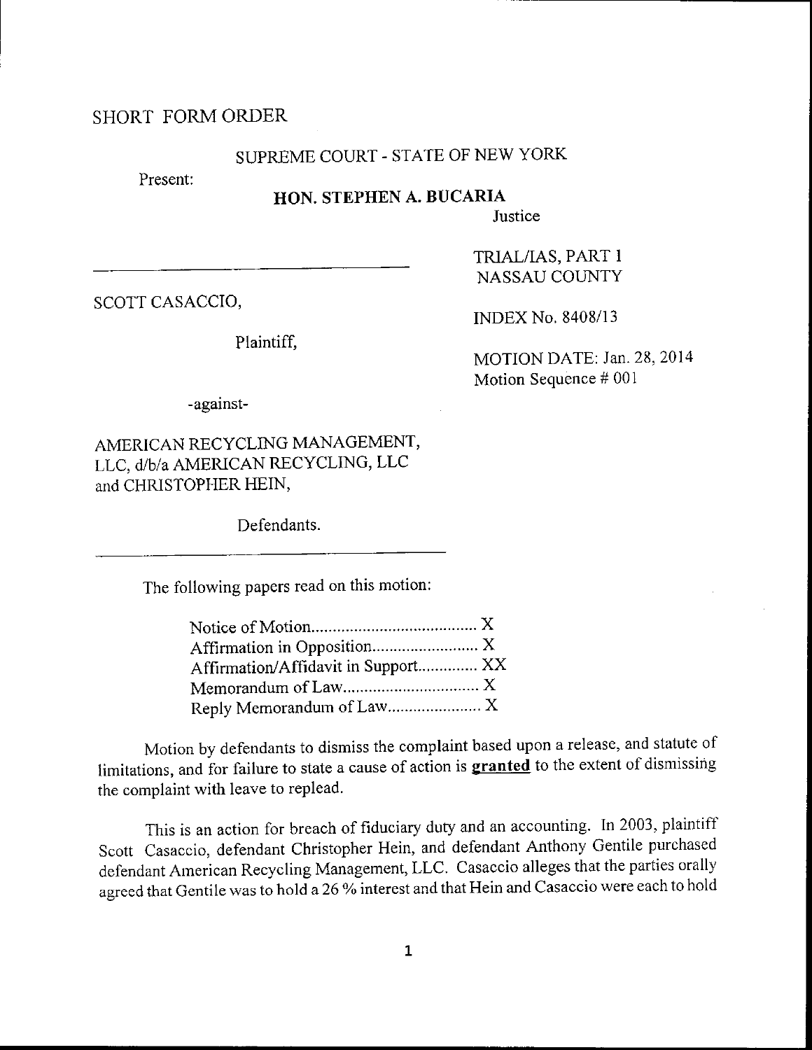SHORT FORM ORDER

SUPREME COURT - STATE OF NEW YORK

Present:

**HON. STEPHEN A. BUCARIA**
Justice

TRIAL/IAS, PART 1
NASSAU COUNTY

SCOTT CASACCIO,

Plaintiff,

-against-

AMERICAN RECYCLING MANAGEMENT, LLC, d/b/a AMERICAN RECYCLING, LLC and CHRISTOPHER HEIN,

Defendants.

INDEX No. 8408/13

MOTION DATE: Jan. 28, 2014
Motion Sequence # 001

The following papers read on this motion:

Notice of Motion....................................... X
Affirmation in Opposition......................... X
Affirmation/Affidavit in Support.............. XX
Memorandum of Law................................ X
Reply Memorandum of Law...................... X

Motion by defendants to dismiss the complaint based upon a release, and statute of limitations, and for failure to state a cause of action is **granted** to the extent of dismissing the complaint with leave to replead.

This is an action for breach of fiduciary duty and an accounting. In 2003, plaintiff Scott Casaccio, defendant Christopher Hein, and defendant Anthony Gentile purchased defendant American Recycling Management, LLC. Casaccio alleges that the parties orally agreed that Gentile was to hold a 26 % interest and that Hein and Casaccio were each to hold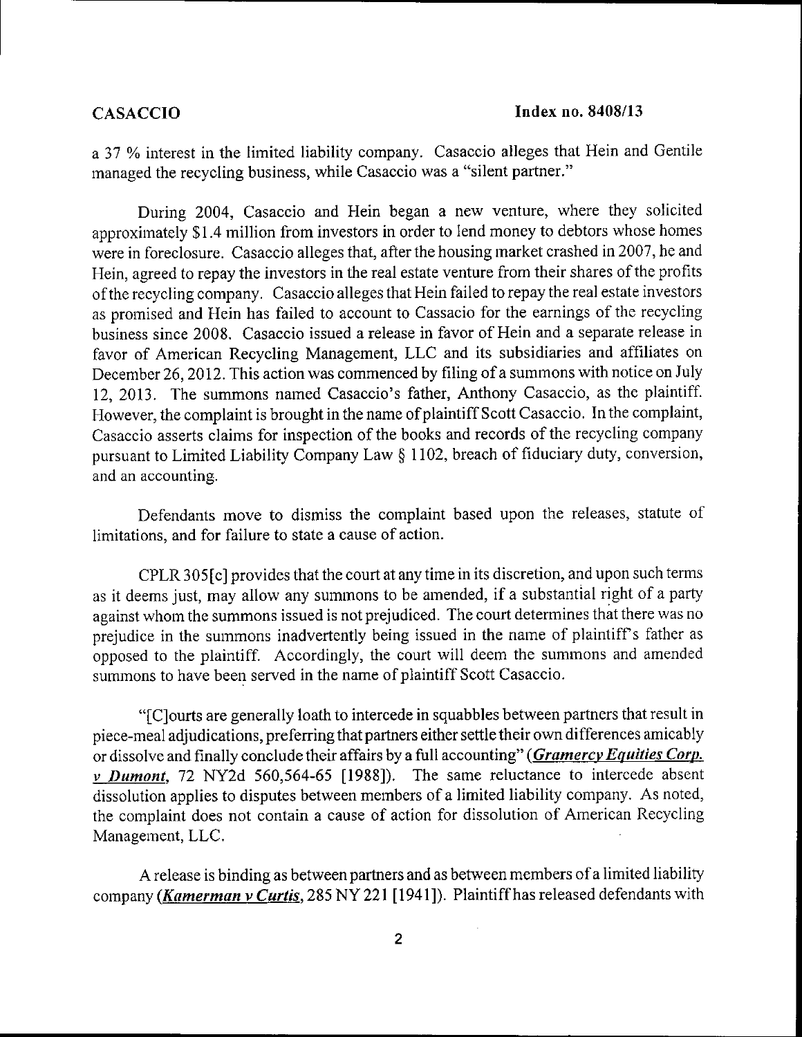a 37 % interest in the limited liability company. Casaccio alleges that Hein and Gentile managed the recycling business, while Casaccio was a "silent partner."

During 2004, Casaccio and Hein began a new venture, where they solicited approximately $1.4 million from investors in order to lend money to debtors whose homes were in foreclosure. Casaccio alleges that, after the housing market crashed in 2007, he and Hein, agreed to repay the investors in the real estate venture from their shares of the profits of the recycling company. Casaccio alleges that Hein failed to repay the real estate investors as promised and Hein has failed to account to Cassacio for the earnings of the recycling business since 2008. Casaccio issued a release in favor of Hein and a separate release in favor of American Recycling Management, LLC and its subsidiaries and affiliates on December 26, 2012. This action was commenced by filing of a summons with notice on July 12, 2013. The summons named Casaccio's father, Anthony Casaccio, as the plaintiff. However, the complaint is brought in the name of plaintiff Scott Casaccio. In the complaint, Casaccio asserts claims for inspection of the books and records of the recycling company pursuant to Limited Liability Company Law § 1102, breach of fiduciary duty, conversion, and an accounting.

Defendants move to dismiss the complaint based upon the releases, statute of limitations, and for failure to state a cause of action.

CPLR 305[c] provides that the court at any time in its discretion, and upon such terms as it deems just, may allow any summons to be amended, if a substantial right of a party against whom the summons issued is not prejudiced. The court determines that there was no prejudice in the summons inadvertently being issued in the name of plaintiff's father as opposed to the plaintiff. Accordingly, the court will deem the summons and amended summons to have been served in the name of plaintiff Scott Casaccio.

"[C]ourts are generally loath to intercede in squabbles between partners that result in piece-meal adjudications, preferring that partners either settle their own differences amicably or dissolve and finally conclude their affairs by a full accounting" (***Gramercy Equities Corp. v Dumont***, 72 NY2d 560,564-65 [1988]). The same reluctance to intercede absent dissolution applies to disputes between members of a limited liability company. As noted, the complaint does not contain a cause of action for dissolution of American Recycling Management, LLC.

A release is binding as between partners and as between members of a limited liability company (***Kamerman v Curtis***, 285 NY 221 [1941]). Plaintiff has released defendants with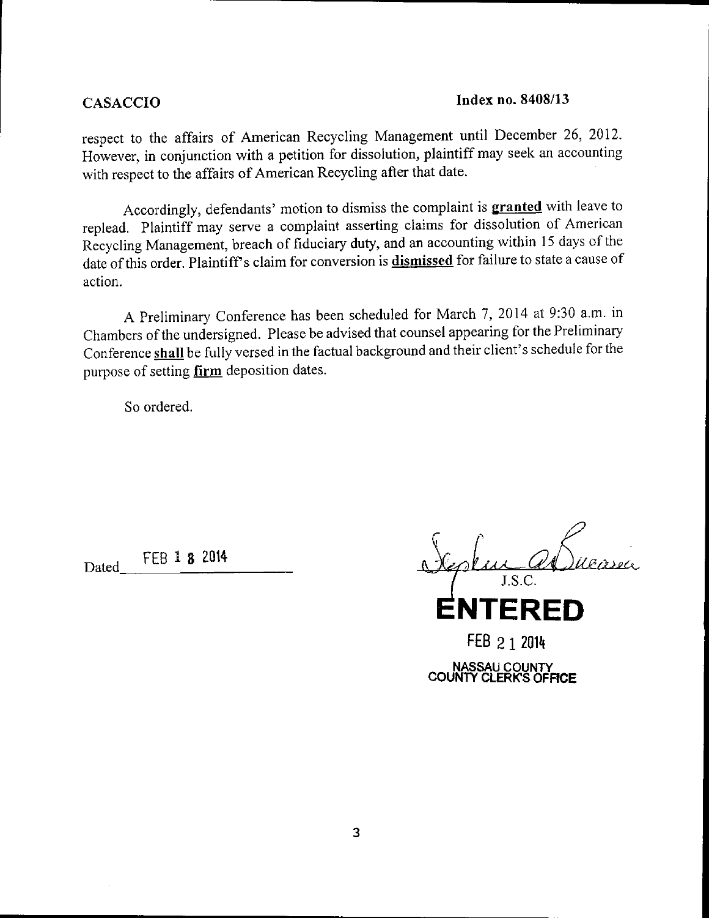respect to the affairs of American Recycling Management until December 26, 2012. However, in conjunction with a petition for dissolution, plaintiff may seek an accounting with respect to the affairs of American Recycling after that date.

Accordingly, defendants' motion to dismiss the complaint is **granted** with leave to replead. Plaintiff may serve a complaint asserting claims for dissolution of American Recycling Management, breach of fiduciary duty, and an accounting within 15 days of the date of this order. Plaintiff's claim for conversion is **dismissed** for failure to state a cause of action.

A Preliminary Conference has been scheduled for March 7, 2014 at 9:30 a.m. in Chambers of the undersigned. Please be advised that counsel appearing for the Preliminary Conference **shall** be fully versed in the factual background and their client's schedule for the purpose of setting **firm** deposition dates.

So ordered.

Dated FEB 18 2014

Stephen A. Bucaria
J.S.C.

**ENTERED**

FEB 21 2014

NASSAU COUNTY
COUNTY CLERK'S OFFICE